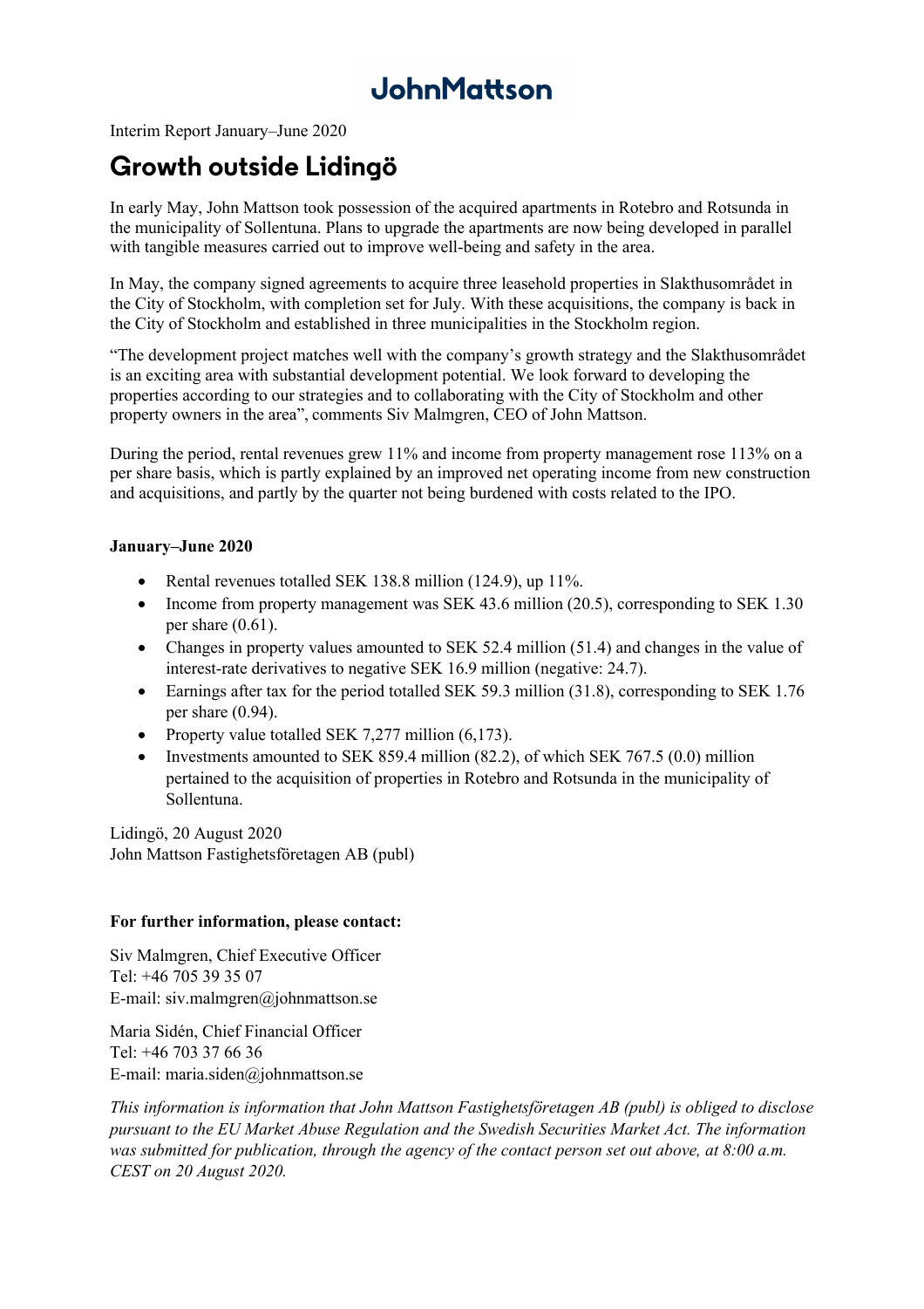JohnMattson

Interim Report January–June 2020

# Growth outside Lidingö

In early May, John Mattson took possession of the acquired apartments in Rotebro and Rotsunda in the municipality of Sollentuna. Plans to upgrade the apartments are now being developed in parallel with tangible measures carried out to improve well-being and safety in the area.

In May, the company signed agreements to acquire three leasehold properties in Slakthusområdet in the City of Stockholm, with completion set for July. With these acquisitions, the company is back in the City of Stockholm and established in three municipalities in the Stockholm region.

"The development project matches well with the company's growth strategy and the Slakthusområdet is an exciting area with substantial development potential. We look forward to developing the properties according to our strategies and to collaborating with the City of Stockholm and other property owners in the area", comments Siv Malmgren, CEO of John Mattson.

During the period, rental revenues grew 11% and income from property management rose 113% on a per share basis, which is partly explained by an improved net operating income from new construction and acquisitions, and partly by the quarter not being burdened with costs related to the IPO.

**January–June 2020**

- Rental revenues totalled SEK 138.8 million (124.9), up 11%.
- Income from property management was SEK 43.6 million (20.5), corresponding to SEK 1.30 per share (0.61).
- Changes in property values amounted to SEK 52.4 million (51.4) and changes in the value of interest-rate derivatives to negative SEK 16.9 million (negative: 24.7).
- Earnings after tax for the period totalled SEK 59.3 million (31.8), corresponding to SEK 1.76 per share (0.94).
- Property value totalled SEK 7,277 million (6,173).
- Investments amounted to SEK 859.4 million (82.2), of which SEK 767.5 (0.0) million pertained to the acquisition of properties in Rotebro and Rotsunda in the municipality of Sollentuna.

Lidingö, 20 August 2020
John Mattson Fastighetsföretagen AB (publ)

**For further information, please contact:**

Siv Malmgren, Chief Executive Officer
Tel: +46 705 39 35 07
E-mail: siv.malmgren@johnmattson.se

Maria Sidén, Chief Financial Officer
Tel: +46 703 37 66 36
E-mail: maria.siden@johnmattson.se

*This information is information that John Mattson Fastighetsföretagen AB (publ) is obliged to disclose pursuant to the EU Market Abuse Regulation and the Swedish Securities Market Act. The information was submitted for publication, through the agency of the contact person set out above, at 8:00 a.m. CEST on 20 August 2020.*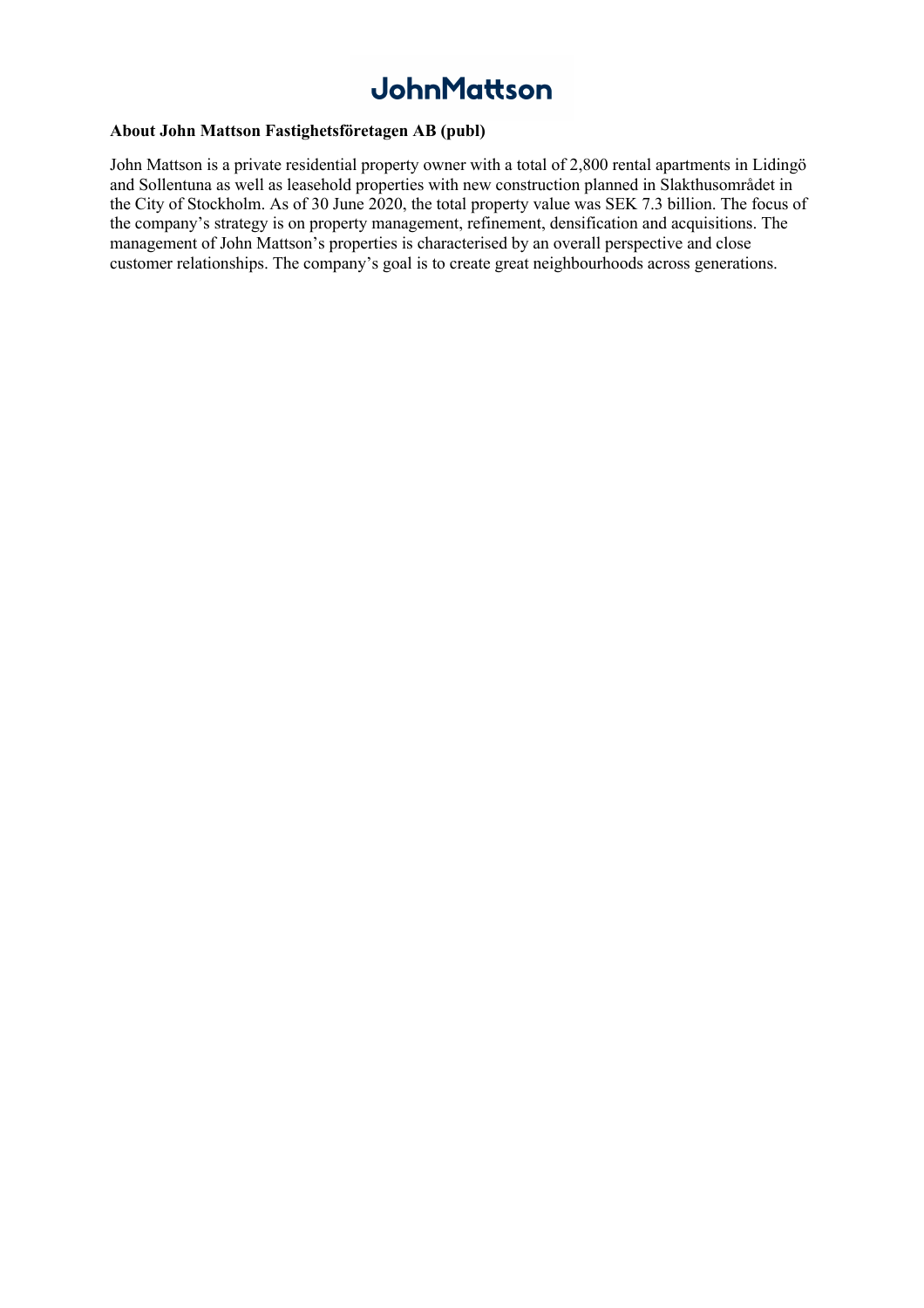JohnMattson

**About John Mattson Fastighetsföretagen AB (publ)**

John Mattson is a private residential property owner with a total of 2,800 rental apartments in Lidingö and Sollentuna as well as leasehold properties with new construction planned in Slakthusområdet in the City of Stockholm. As of 30 June 2020, the total property value was SEK 7.3 billion. The focus of the company's strategy is on property management, refinement, densification and acquisitions. The management of John Mattson's properties is characterised by an overall perspective and close customer relationships. The company's goal is to create great neighbourhoods across generations.